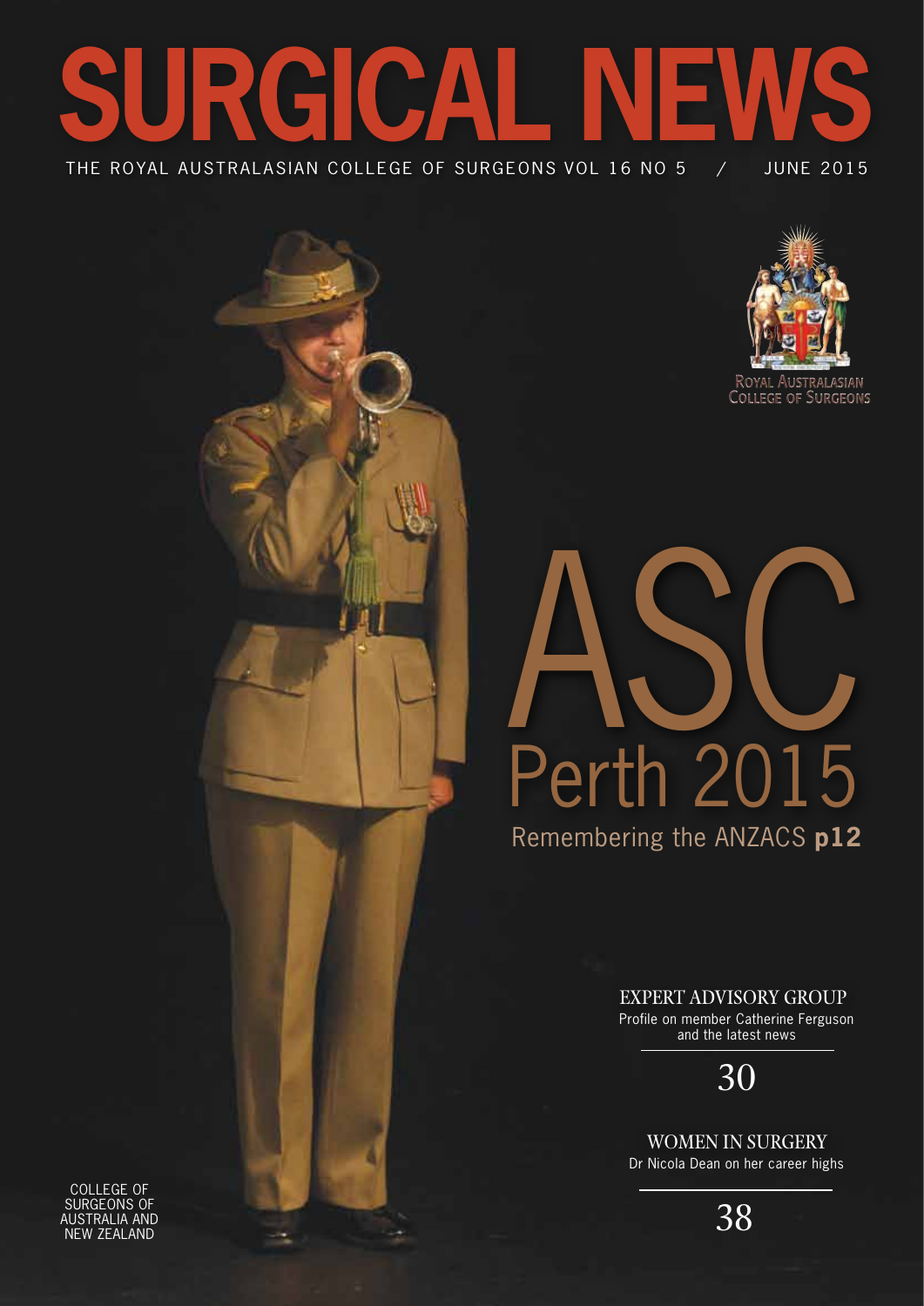# SURGICAL NEWS

THE ROYAL AUSTRALASIAN COLLEGE OF SURGEONS VOL 16 NO 5 / JUNE 2015

ROYAL AUSTRALASIAN COLLEGE OF SURGEONS

# ASC Perth 2015

Remembering the ANZACS **p12**

EXPERT ADVISORY GROUP

Profile on member Catherine Ferguson and the latest news

30

WOMEN IN SURGERY

Dr Nicola Dean on her career highs

38

COLLEGE OF SURGEONS OF AUSTRALIA AND NEW ZEALAND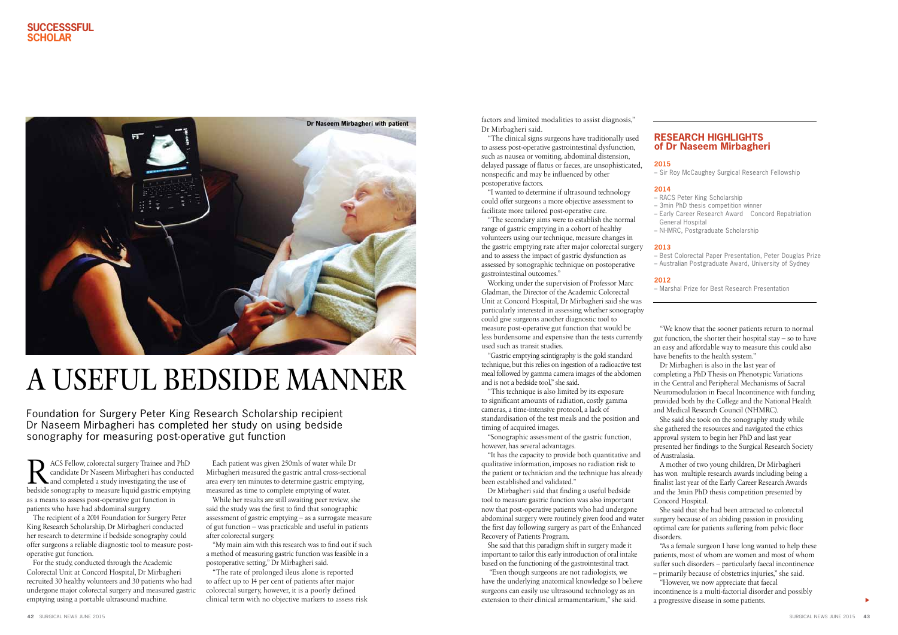**SUCCESSSFUL SCHOLAR**

Dr Naseem Mirbagheri with patient

# A USEFUL BEDSIDE MANNER

Foundation for Surgery Peter King Research Scholarship recipient Dr Naseem Mirbagheri has completed her study on using bedside sonography for measuring post-operative gut function

RACS Fellow, colorectal surgery Trainee and PhD candidate Dr Naseem Mirbagheri has conducted and completed a study investigating the use of bedside sonography to measure liquid gastric emptying as a means to assess post-operative gut function in patients who have had abdominal surgery.

The recipient of a 2014 Foundation for Surgery Peter King Research Scholarship, Dr Mirbagheri conducted her research to determine if bedside sonography could offer surgeons a reliable diagnostic tool to measure post-operative gut function.

For the study, conducted through the Academic Colorectal Unit at Concord Hospital, Dr Mirbagheri recruited 30 healthy volunteers and 30 patients who had undergone major colorectal surgery and measured gastric emptying using a portable ultrasound machine.

Each patient was given 250mls of water while Dr Mirbagheri measured the gastric antral cross-sectional area every ten minutes to determine gastric emptying, measured as time to complete emptying of water.

While her results are still awaiting peer review, she said the study was the first to find that sonographic assessment of gastric emptying – as a surrogate measure of gut function – was practicable and useful in patients after colorectal surgery.

"My main aim with this research was to find out if such a method of measuring gastric function was feasible in a postoperative setting," Dr Mirbagheri said.

"The rate of prolonged ileus alone is reported to affect up to 14 per cent of patients after major colorectal surgery, however, it is a poorly defined clinical term with no objective markers to assess risk factors and limited modalities to assist diagnosis," Dr Mirbagheri said.

"The clinical signs surgeons have traditionally used to assess post-operative gastrointestinal dysfunction, such as nausea or vomiting, abdominal distension, delayed passage of flatus or faeces, are unsophisticated, nonspecific and may be influenced by other postoperative factors.

"I wanted to determine if ultrasound technology could offer surgeons a more objective assessment to facilitate more tailored post-operative care.

"The secondary aims were to establish the normal range of gastric emptying in a cohort of healthy volunteers using our technique, measure changes in the gastric emptying rate after major colorectal surgery and to assess the impact of gastric dysfunction as assessed by sonographic technique on postoperative gastrointestinal outcomes."

Working under the supervision of Professor Marc Gladman, the Director of the Academic Colorectal Unit at Concord Hospital, Dr Mirbagheri said she was particularly interested in assessing whether sonography could give surgeons another diagnostic tool to measure post-operative gut function that would be less burdensome and expensive than the tests currently used such as transit studies.

"Gastric emptying scintigraphy is the gold standard technique, but this relies on ingestion of a radioactive test meal followed by gamma camera images of the abdomen and is not a bedside tool," she said.

"This technique is also limited by its exposure to significant amounts of radiation, costly gamma cameras, a time-intensive protocol, a lack of standardisation of the test meals and the position and timing of acquired images.

"Sonographic assessment of the gastric function, however, has several advantages.

"It has the capacity to provide both quantitative and qualitative information, imposes no radiation risk to the patient or technician and the technique has already been established and validated."

Dr Mirbagheri said that finding a useful bedside tool to measure gastric function was also important now that post-operative patients who had undergone abdominal surgery were routinely given food and water the first day following surgery as part of the Enhanced Recovery of Patients Program.

She said that this paradigm shift in surgery made it important to tailor this early introduction of oral intake based on the functioning of the gastrointestinal tract.

"Even though surgeons are not radiologists, we have the underlying anatomical knowledge so I believe surgeons can easily use ultrasound technology as an extension to their clinical armamentarium," she said.

## RESEARCH HIGHLIGHTS of Dr Naseem Mirbagheri

**2015**
- Sir Roy McCaughey Surgical Research Fellowship

**2014**
- RACS Peter King Scholarship
- 3min PhD thesis competition winner
- Early Career Research Award Concord Repatriation General Hospital
- NHMRC, Postgraduate Scholarship

**2013**
- Best Colorectal Paper Presentation, Peter Douglas Prize
- Australian Postgraduate Award, University of Sydney

**2012**
- Marshal Prize for Best Research Presentation

"We know that the sooner patients return to normal gut function, the shorter their hospital stay – so to have an easy and affordable way to measure this could also have benefits to the health system."

Dr Mirbagheri is also in the last year of completing a PhD Thesis on Phenotypic Variations in the Central and Peripheral Mechanisms of Sacral Neuromodulation in Faecal Incontinence with funding provided both by the College and the National Health and Medical Research Council (NHMRC).

She said she took on the sonography study while she gathered the resources and navigated the ethics approval system to begin her PhD and last year presented her findings to the Surgical Research Society of Australasia.

A mother of two young children, Dr Mirbagheri has won multiple research awards including being a finalist last year of the Early Career Research Awards and the 3min PhD thesis competition presented by Concord Hospital.

She said that she had been attracted to colorectal surgery because of an abiding passion in providing optimal care for patients suffering from pelvic floor disorders.

"As a female surgeon I have long wanted to help these patients, most of whom are women and most of whom suffer such disorders – particularly faecal incontinence – primarily because of obstetrics injuries," she said.

"However, we now appreciate that faecal incontinence is a multi-factorial disorder and possibly a progressive disease in some patients.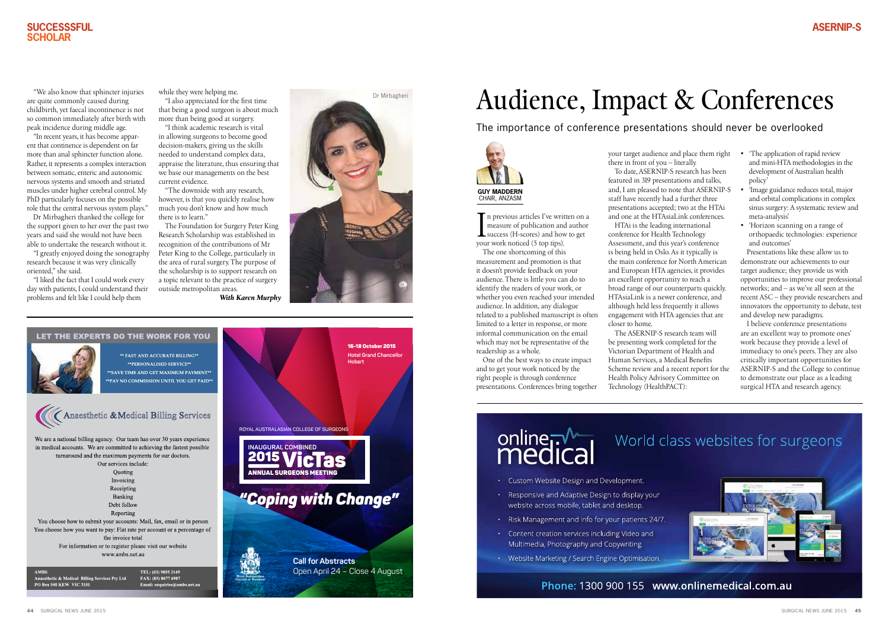"We also know that sphincter injuries are quite commonly caused during childbirth, yet faecal incontinence is not so common immediately after birth with peak incidence during middle age.

"In recent years, it has become apparent that continence is dependent on far more than anal sphincter function alone. Rather, it represents a complex interaction between somatic, enteric and autonomic nervous systems and smooth and striated muscles under higher cerebral control. My PhD particularly focuses on the possible role that the central nervous system plays."

Dr Mirbagheri thanked the college for the support given to her over the past two years and said she would not have been able to undertake the research without it.

"I greatly enjoyed doing the sonography research because it was very clinically oriented," she said.

"I liked the fact that I could work every day with patients, I could understand their problems and felt like I could help them while they were helping me.

"I also appreciated for the first time that being a good surgeon is about much more than being good at surgery.

"I think academic research is vital in allowing surgeons to become good decision-makers, giving us the skills needed to understand complex data, appraise the literature, thus ensuring that we base our managements on the best current evidence.

"The downside with any research, however, is that you quickly realise how much you don't know and how much there is to learn."

The Foundation for Surgery Peter King Research Scholarship was established in recognition of the contributions of Mr Peter King to the College, particularly in the area of rural surgery. The purpose of the scholarship is to support research on a topic relevant to the practice of surgery outside metropolitan areas.

***With Karen Murphy***

Dr Mirbagheri

**LET THE EXPERTS DO THE WORK FOR YOU**

\*\* FAST AND ACCURATE BILLING\*\*
\*\*PERSONALISED SERVICE\*\*
\*\*SAVE TIME AND GET MAXIMUM PAYMENT\*\*
\*\*PAY NO COMMISSION UNTIL YOU GET PAID\*\*

Anaesthetic & Medical Billing Services

We are a national billing agency. Our team has over 30 years experience in medical accounts. We are committed to achieving the fastest possible turnaround and the maximum payments for our doctors.

Our services include:
Quoting
Invoicing
Receipting
Banking
Debt follow
Reporting

You choose how to submit your accounts: Mail, fax, email or in person
You choose how you want to pay: Flat rate per account or a percentage of the invoice total
For information or to register please visit our website
www.ambs.net.au

AMBS
Anaesthetic & Medical Billing Services Pty Ltd
PO Box 540 KEW VIC 3101

TEL: (03) 9855 2149
FAX: (03) 8677 6907
Email: enquiries@ambs.net.au

**16-18 October 2015**
Hotel Grand Chancellor
Hobart

ROYAL AUSTRALASIAN COLLEGE OF SURGEONS

INAUGURAL COMBINED
**2015 VicTas**
ANNUAL SURGEONS MEETING

***"Coping with Change"***

**Call for Abstracts**
Open April 24 – Close 4 August

# Audience, Impact & Conferences

## The importance of conference presentations should never be overlooked

**GUY MADDERN**
CHAIR, ANZASM

In previous articles I've written on a measure of publication and author success (H-scores) and how to get your work noticed (5 top tips).

The one shortcoming of this measurement and promotion is that it doesn't provide feedback on your audience. There is little you can do to identify the readers of your work, or whether you even reached your intended audience. In addition, any dialogue related to a published manuscript is often limited to a letter in response, or more informal communication on the email which may not be representative of the readership as a whole.

One of the best ways to create impact and to get your work noticed by the right people is through conference presentations. Conferences bring together your target audience and place them right there in front of you – literally.

To date, ASERNIP-S research has been featured in 319 presentations and talks, and, I am pleased to note that ASERNIP-S staff have recently had a further three presentations accepted; two at the HTAi and one at the HTAsiaLink conferences.

HTAi is the leading international conference for Health Technology Assessment, and this year's conference is being held in Oslo. As it typically is the main conference for North American and European HTA agencies, it provides an excellent opportunity to reach a broad range of our counterparts quickly. HTAsiaLink is a newer conference, and although held less frequently it allows engagement with HTA agencies that are closer to home.

The ASERNIP-S research team will be presenting work completed for the Victorian Department of Health and Human Services, a Medical Benefits Scheme review and a recent report for the Health Policy Advisory Committee on Technology (HealthPACT):

- 'The application of rapid review and mini-HTA methodologies in the development of Australian health policy'
- 'Image guidance reduces total, major and orbital complications in complex sinus surgery: A systematic review and meta-analysis'
- 'Horizon scanning on a range of orthopaedic technologies: experience and outcomes'

Presentations like these allow us to demonstrate our achievements to our target audience; they provide us with opportunities to improve our professional networks; and – as we've all seen at the recent ASC – they provide researchers and innovators the opportunity to debate, test and develop new paradigms.

I believe conference presentations are an excellent way to promote ones' work because they provide a level of immediacy to one's peers. They are also critically important opportunities for ASERNIP-S and the College to continue to demonstrate our place as a leading surgical HTA and research agency.

online medical

World class websites for surgeons

- Custom Website Design and Development.
- Responsive and Adaptive Design to display your website across mobile, tablet and desktop.
- Risk Management and info for your patients 24/7.
- Content creation services including Video and Multimedia, Photography and Copywriting.
- Website Marketing / Search Engine Optimisation.

**Phone:** 1300 900 155 **www.onlinemedical.com.au**